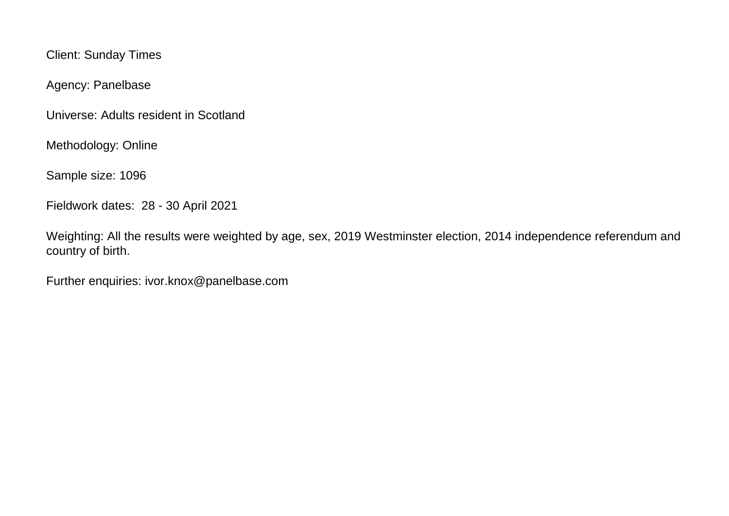Client: Sunday Times

Agency: Panelbase

Universe: Adults resident in Scotland

Methodology: Online

Sample size: 1096

Fieldwork dates: 28 - 30 April 2021

Weighting: All the results were weighted by age, sex, 2019 Westminster election, 2014 independence referendum and country of birth.

Further enquiries: ivor.knox@panelbase.com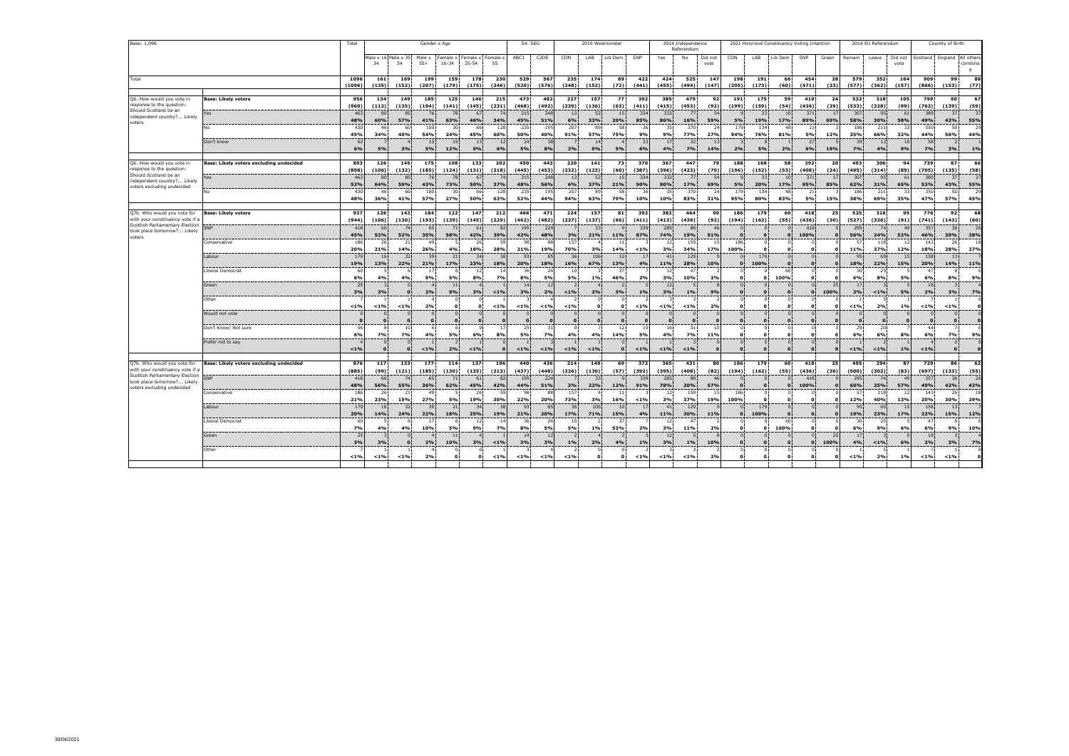| Base: 1,096 | | Total | Gender x Age | | | | | | S4. SEG | | 2019 Westminster | | | | 2014 Independence Referendum | | | 2021 Holyrood Constituency Voting Intention | | | | | 2016 EU Referendum | | | Country of Birth | | |
|---|---|---|---|---|---|---|---|---|---|---|---|---|---|---|---|---|---|---|---|---|---|---|---|---|---|---|---|---|
| | | | Male x 16-34 | Male x 35-54 | Male x 55+ | Female x 16-34 | Female x 35-54 | Female x 55 | ABC1 | C2DE | CON | LAB | Lib Dem | SNP | Yes | No | Did not vote | CON | LAB | Lib Dem | SNP | Green | Remain | Leave | Did not vote | Scotland | England | All others combined |
| Total | | 1096 | 161 | 169 | 199 | 159 | 178 | 230 | 529 | 567 | 235 | 174 | 89 | 422 | 424 | 525 | 147 | 198 | 191 | 66 | 454 | 28 | 579 | 352 | 164 | 909 | 99 | 88 |
| | | (1096) | (135) | (152) | (207) | (179) | (175) | (246) | (520) | (576) | (248) | (152) | (72) | (441) | (455) | (494) | (147) | (205) | (173) | (60) | (471) | (33) | (577) | (362) | (157) | (866) | (153) | (77) |
| Q6. How would you vote in response to the question: Should Scotland be an independent country?... Likely voters | Base: Likely voters | 956 | 134 | 149 | 185 | 125 | 146 | 215 | 473 | 482 | 227 | 157 | 77 | 392 | 385 | 479 | 92 | 191 | 175 | 59 | 419 | 24 | 532 | 318 | 105 | 799 | 90 | 67 |
| | | (960) | (112) | (135) | (194) | (141) | (145) | (231) | (468) | (492) | (239) | (136) | (63) | (411) | (415) | (453) | (92) | (199) | (159) | (54) | (436) | (29) | (533) | (328) | (99) | (762) | (139) | (59) |
| | Yes | 463 | 80 | 85 | 76 | 78 | 67 | 74 | 215 | 248 | 13 | 52 | 15 | 334 | 332 | 77 | 54 | 9 | 33 | 10 | 371 | 17 | 307 | 95 | 61 | 389 | 37 | 37 |
| | | 48% | 60% | 57% | 41% | 63% | 46% | 34% | 45% | 51% | 6% | 33% | 20% | 85% | 86% | 16% | 59% | 5% | 19% | 17% | 89% | 69% | 58% | 30% | 58% | 49% | 42% | 55% |
| | No | 430 | 46 | 60 | 100 | 30 | 66 | 128 | 235 | 195 | 207 | 89 | 58 | 36 | 35 | 370 | 24 | 179 | 134 | 48 | 21 | 3 | 186 | 211 | 33 | 350 | 50 | 29 |
| | | 45% | 34% | 40% | 54% | 24% | 45% | 60% | 50% | 40% | 91% | 57% | 75% | 9% | 9% | 77% | 27% | 94% | 76% | 81% | 5% | 12% | 35% | 66% | 32% | 44% | 56% | 44% |
| | Don't know | 62 | 7 | 4 | 10 | 15 | 13 | 12 | 24 | 38 | 7 | 14 | 4 | 23 | 17 | 32 | 13 | 3 | 8 | 1 | 27 | 5 | 39 | 13 | 10 | 58 | 2 | 1 |
| | | 6% | 5% | 3% | 5% | 12% | 9% | 6% | 5% | 8% | 3% | 9% | 5% | 6% | 4% | 7% | 14% | 2% | 5% | 2% | 6% | 19% | 7% | 4% | 9% | 7% | 3% | 1% |
| Q6. How would you vote in response to the question: Should Scotland be an independent country?... Likely voters excluding undecided | Base: Likely voters excluding undecided | 893 | 126 | 145 | 175 | 108 | 133 | 202 | 450 | 443 | 220 | 141 | 73 | 370 | 367 | 447 | 79 | 188 | 168 | 58 | 392 | 20 | 493 | 306 | 94 | 739 | 87 | 66 |
| | | (898) | (106) | (132) | (185) | (124) | (131) | (218) | (445) | (453) | (232) | (123) | (60) | (387) | (396) | (423) | (79) | (196) | (152) | (53) | (408) | (24) | (495) | (314) | (89) | (705) | (135) | (58) |
| | Yes | 463 | 80 | 85 | 76 | 78 | 67 | 74 | 215 | 248 | 13 | 52 | 15 | 334 | 332 | 77 | 54 | 9 | 33 | 10 | 371 | 17 | 307 | 95 | 61 | 389 | 37 | 37 |
| | | 52% | 64% | 59% | 43% | 73% | 50% | 37% | 48% | 56% | 6% | 37% | 21% | 90% | 90% | 17% | 69% | 5% | 20% | 17% | 95% | 85% | 62% | 31% | 65% | 53% | 43% | 55% |
| | No | 430 | 46 | 60 | 100 | 30 | 66 | 128 | 235 | 195 | 207 | 89 | 58 | 36 | 35 | 370 | 24 | 179 | 134 | 48 | 21 | 3 | 186 | 211 | 33 | 350 | 50 | 29 |
| | | 48% | 36% | 41% | 57% | 27% | 50% | 63% | 52% | 44% | 94% | 63% | 79% | 10% | 10% | 83% | 31% | 95% | 80% | 83% | 5% | 15% | 38% | 69% | 35% | 47% | 57% | 45% |
| Q7b. Who would you vote for with your constituency vote if a Scottish Parliamentary Election took place tomorrow?... Likely voters | Base: Likely voters | 937 | 126 | 143 | 184 | 122 | 147 | 212 | 466 | 471 | 224 | 157 | 81 | 392 | 382 | 464 | 90 | 186 | 179 | 60 | 418 | 25 | 525 | 316 | 95 | 776 | 92 | 68 |
| | | (944) | (106) | (130) | (193) | (139) | (145) | (229) | (462) | (482) | (237) | (137) | (66) | (411) | (413) | (439) | (92) | (194) | (162) | (55) | (436) | (30) | (527) | (326) | (91) | (741) | (143) | (60) |
| | SNP | 418 | 66 | 74 | 65 | 71 | 61 | 82 | 195 | 224 | 7 | 33 | 9 | 339 | 285 | 88 | 46 | 0 | 0 | 0 | 418 | 0 | 295 | 74 | 49 | 357 | 36 | 26 |
| | | 45% | 52% | 52% | 35% | 58% | 42% | 39% | 42% | 48% | 3% | 21% | 11% | 87% | 74% | 19% | 51% | 0 | 0 | 0 | 100% | 0 | 56% | 24% | 52% | 46% | 39% | 38% |
| | Conservative | 186 | 26 | 21 | 49 | 5 | 26 | 59 | 98 | 88 | 157 | 4 | 11 | 3 | 12 | 159 | 15 | 186 | 0 | 0 | 0 | 0 | 57 | 118 | 12 | 143 | 26 | 18 |
| | | 20% | 21% | 14% | 26% | 4% | 18% | 28% | 21% | 19% | 70% | 3% | 14% | <1% | 3% | 34% | 17% | 100% | 0 | 0 | 0 | 0 | 11% | 37% | 12% | 18% | 28% | 27% |
| | Labour | 179 | 16 | 32 | 39 | 21 | 34 | 38 | 93 | 85 | 36 | 106 | 10 | 17 | 41 | 129 | 9 | 0 | 179 | 0 | 0 | 0 | 95 | 69 | 15 | 158 | 13 | 7 |
| | | 19% | 13% | 22% | 21% | 17% | 23% | 18% | 20% | 18% | 16% | 67% | 13% | 4% | 11% | 28% | 10% | 0 | 100% | 0 | 0 | 0 | 18% | 22% | 15% | 20% | 14% | 11% |
| | Liberal Democrat | 60 | 5 | 6 | 17 | 6 | 12 | 14 | 36 | 24 | 10 | 2 | 37 | 7 | 12 | 47 | 2 | 0 | 0 | 60 | 0 | 0 | 30 | 25 | 5 | 47 | 8 | 6 |
| | | 6% | 4% | 4% | 9% | 5% | 8% | 7% | 8% | 5% | 5% | 1% | 46% | 2% | 3% | 10% | 2% | 0 | 0 | 100% | 0 | 0 | 6% | 8% | 5% | 6% | 8% | 9% |
| | Green | 25 | 3 | 0 | 4 | 11 | 4 | 1 | 14 | 12 | 2 | 4 | 2 | 5 | 11 | 5 | 8 | 0 | 0 | 0 | 0 | 25 | 17 | 3 | 5 | 18 | 3 | 4 |
| | | 3% | 3% | 0 | 2% | 9% | 3% | <1% | 3% | 2% | <1% | 2% | 3% | 1% | 3% | 1% | 9% | 0 | 0 | 0 | 0 | 100% | 3% | <1% | 5% | 2% | 3% | 7% |
| | Other | 7 | 1 | 1 | 4 | 0 | 0 | 1 | 3 | 4 | 2 | 0 | 0 | 2 | 3 | 3 | 2 | 0 | 0 | 0 | 0 | 0 | 1 | 5 | 1 | 7 | 1 | 0 |
| | | <1% | <1% | <1% | 2% | 0 | 0 | <1% | <1% | <1% | <1% | 0 | 0 | <1% | <1% | <1% | 2% | 0 | 0 | 0 | 0 | 0 | <1% | 2% | 1% | <1% | <1% | 0 |
| | Would not vote | 0 | 0 | 0 | 0 | 0 | 0 | 0 | 0 | 0 | 0 | 0 | 0 | 0 | 0 | 0 | 0 | 0 | 0 | 0 | 0 | 0 | 0 | 0 | 0 | 0 | 0 | 0 |
| | | 0 | 0 | 0 | 0 | 0 | 0 | 0 | 0 | 0 | 0 | 0 | 0 | 0 | 0 | 0 | 0 | 0 | 0 | 0 | 0 | 0 | 0 | 0 | 0 | 0 | 0 | 0 |
| | Don't Know/ Not sure | 56 | 8 | 10 | 6 | 6 | 9 | 17 | 25 | 31 | 9 | 7 | 12 | 19 | 16 | 31 | 10 | 0 | 0 | 0 | 0 | 0 | 29 | 20 | 7 | 44 | 7 | 6 |
| | | 6% | 7% | 7% | 4% | 5% | 6% | 8% | 5% | 7% | 4% | 4% | 14% | 5% | 4% | 7% | 11% | 0 | 0 | 0 | 0 | 0 | 6% | 6% | 8% | 6% | 7% | 9% |
| | Prefer not to say | 4 | 0 | 0 | 1 | 2 | 1 | 0 | 1 | 3 | 1 | 1 | 0 | 1 | 1 | 3 | 0 | 0 | 0 | 0 | 0 | 0 | 1 | 2 | 1 | 4 | 0 | 0 |
| | | <1% | 0 | 0 | <1% | 2% | <1% | 0 | <1% | <1% | <1% | <1% | 0 | <1% | <1% | <1% | 0 | 0 | 0 | 0 | 0 | 0 | <1% | <1% | 1% | <1% | 0 | 0 |
| Q7b. Who would you vote for with your constituency vote if a Scottish Parliamentary Election took place tomorrow?... Likely voters excluding undecided | Base: Likely voters excluding undecided | 876 | 117 | 133 | 177 | 114 | 137 | 196 | 440 | 436 | 214 | 149 | 69 | 372 | 365 | 431 | 80 | 186 | 179 | 60 | 418 | 25 | 495 | 294 | 87 | 729 | 86 | 62 |
| | | (885) | (99) | (121) | (185) | (130) | (135) | (213) | (437) | (448) | (226) | (130) | (57) | (392) | (395) | (408) | (82) | (194) | (162) | (55) | (436) | (30) | (500) | (302) | (83) | (697) | (133) | (55) |
| | SNP | 418 | 66 | 74 | 65 | 71 | 61 | 82 | 195 | 224 | 7 | 33 | 9 | 339 | 285 | 88 | 46 | 0 | 0 | 0 | 418 | 0 | 295 | 74 | 49 | 357 | 36 | 26 |
| | | 48% | 56% | 55% | 36% | 62% | 45% | 42% | 44% | 51% | 3% | 22% | 12% | 91% | 78% | 20% | 57% | 0 | 0 | 0 | 100% | 0 | 60% | 25% | 57% | 49% | 42% | 42% |
| | Conservative | 186 | 26 | 21 | 49 | 5 | 26 | 59 | 98 | 88 | 157 | 4 | 11 | 3 | 12 | 159 | 15 | 186 | 0 | 0 | 0 | 0 | 57 | 118 | 12 | 143 | 26 | 18 |
| | | 21% | 23% | 15% | 27% | 5% | 19% | 30% | 22% | 20% | 73% | 3% | 16% | <1% | 3% | 37% | 19% | 100% | 0 | 0 | 0 | 0 | 12% | 40% | 13% | 20% | 30% | 29% |
| | Labour | 179 | 16 | 32 | 39 | 21 | 34 | 38 | 93 | 85 | 36 | 106 | 10 | 17 | 41 | 129 | 9 | 0 | 179 | 0 | 0 | 0 | 95 | 69 | 15 | 158 | 13 | 7 |
| | | 20% | 14% | 24% | 22% | 18% | 25% | 19% | 21% | 20% | 17% | 71% | 15% | 4% | 11% | 30% | 11% | 0 | 100% | 0 | 0 | 0 | 19% | 23% | 17% | 22% | 15% | 12% |
| | Liberal Democrat | 60 | 5 | 6 | 17 | 6 | 12 | 14 | 36 | 24 | 10 | 2 | 37 | 7 | 12 | 47 | 2 | 0 | 0 | 60 | 0 | 0 | 30 | 25 | 5 | 47 | 8 | 6 |
| | | 7% | 4% | 4% | 10% | 5% | 9% | 7% | 8% | 5% | 5% | 1% | 53% | 2% | 3% | 11% | 2% | 0 | 0 | 100% | 0 | 0 | 6% | 9% | 6% | 6% | 9% | 10% |
| | Green | 25 | 3 | 0 | 4 | 11 | 4 | 1 | 14 | 12 | 2 | 4 | 2 | 5 | 11 | 5 | 8 | 0 | 0 | 0 | 0 | 25 | 17 | 3 | 5 | 18 | 3 | 4 |
| | | 3% | 3% | 0 | 2% | 10% | 3% | <1% | 3% | 3% | 1% | 2% | 4% | 1% | 3% | 1% | 10% | 0 | 0 | 0 | 0 | 100% | 4% | <1% | 6% | 2% | 3% | 7% |
| | Other | 7 | 1 | 1 | 4 | 0 | 0 | 1 | 3 | 4 | 2 | 0 | 0 | 2 | 3 | 3 | 2 | 0 | 0 | 0 | 0 | 0 | 1 | 5 | 1 | 7 | 1 | 0 |
| | | <1% | <1% | <1% | 2% | 0 | 0 | <1% | <1% | <1% | <1% | 0 | 0 | <1% | <1% | <1% | 2% | 0 | 0 | 0 | 0 | 0 | <1% | 2% | 1% | <1% | <1% | 0 |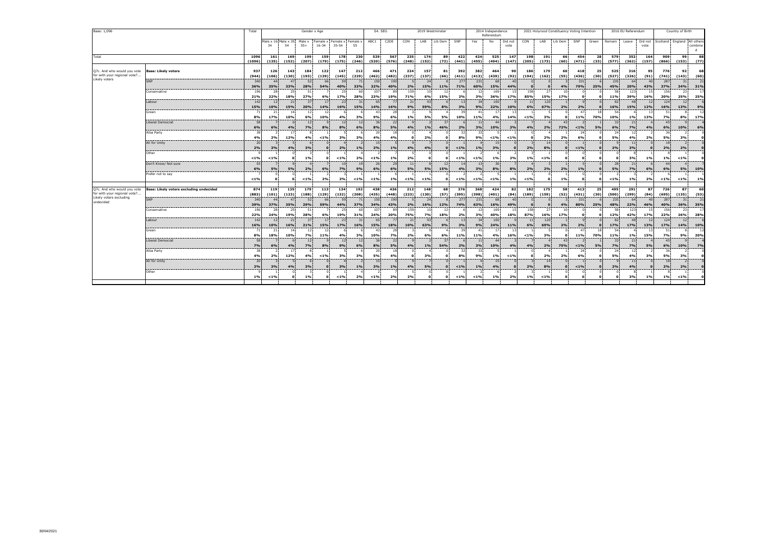Base: 1,096

| | | Total | Gender x Age | | | | | | S4. SEG | | 2019 Westminster | | | | 2014 Independence Referendum | | | 2021 Holyrood Constituency Voting Intention | | | | | 2016 EU Referendum | | | Country of Birth | | |
|---|---|---|---|---|---|---|---|---|---|---|---|---|---|---|---|---|---|---|---|---|---|---|---|---|---|---|---|---|
| | | | Male x 16-34 | Male x 35-54 | Male x 55+ | Female x 16-34 | Female x 35-54 | Female x 55 | ABC1 | C2DE | CON | LAB | Lib Dem | SNP | Yes | No | Did not vote | CON | LAB | Lib Dem | SNP | Green | Remain | Leave | Did not vote | Scotland | England | All others combined |
| Total | | 1096 | 161 | 169 | 199 | 159 | 178 | 230 | 529 | 567 | 235 | 174 | 89 | 422 | 424 | 525 | 147 | 198 | 191 | 66 | 454 | 28 | 579 | 352 | 164 | 909 | 99 | 88 |
| | | (1096) | (135) | (152) | (207) | (179) | (175) | (246) | (520) | (576) | (248) | (152) | (72) | (441) | (455) | (494) | (147) | (205) | (173) | (60) | (471) | (33) | (577) | (362) | (157) | (866) | (153) | (77) |
| Q7c. And who would you vote for with your regional vote?... Likely voters | **Base: Likely voters** | 937 | 126 | 143 | 184 | 122 | 147 | 212 | 466 | 471 | 224 | 157 | 81 | 392 | 382 | 464 | 90 | 186 | 179 | 60 | 418 | 25 | 525 | 316 | 95 | 776 | 92 | 68 |
| | | (944) | (106) | (130) | (193) | (139) | (145) | (229) | (462) | (482) | (237) | (137) | (66) | (411) | (413) | (439) | (92) | (194) | (162) | (55) | (436) | (30) | (527) | (326) | (91) | (741) | (143) | (60) |
| | SNP | 340 | 44 | 47 | 52 | 66 | 59 | 71 | 150 | 190 | 5 | 24 | 8 | 277 | 231 | 68 | 40 | 0 | 0 | 3 | 331 | 6 | 235 | 64 | 40 | 287 | 31 | 21 |
| | | 36% | 35% | 33% | 28% | 54% | 40% | 33% | 32% | 40% | 2% | 15% | 11% | 71% | 60% | 15% | 44% | 0 | 0 | 4% | 79% | 25% | 45% | 20% | 43% | 37% | 34% | 31% |
| | Conservative | 196 | 28 | 25 | 51 | 7 | 25 | 60 | 107 | 89 | 159 | 10 | 12 | 6 | 12 | 169 | 15 | 158 | 27 | 10 | 0 | 0 | 58 | 123 | 15 | 156 | 23 | 17 |
| | | 21% | 22% | 18% | 27% | 6% | 17% | 28% | 23% | 19% | 71% | 6% | 15% | 2% | 3% | 36% | 17% | 85% | 15% | 17% | 0 | 0 | 11% | 39% | 16% | 20% | 25% | 25% |
| | Labour | 142 | 12 | 21 | 37 | 17 | 23 | 31 | 65 | 77 | 21 | 93 | 6 | 13 | 34 | 100 | 9 | 11 | 120 | 1 | 9 | 0 | 82 | 48 | 12 | 124 | 12 | 6 |
| | | 15% | 10% | 15% | 20% | 14% | 16% | 15% | 14% | 16% | 9% | 59% | 8% | 3% | 9% | 22% | 10% | 6% | 67% | 2% | 2% | 0 | 16% | 15% | 12% | 16% | 13% | 9% |
| | Green | 71 | 21 | 14 | 12 | 12 | 6 | 6 | 43 | 28 | 3 | 9 | 4 | 39 | 41 | 17 | 13 | 1 | 5 | 0 | 47 | 18 | 54 | 4 | 13 | 51 | 8 | 12 |
| | | 8% | 17% | 10% | 6% | 10% | 4% | 3% | 9% | 6% | 1% | 5% | 5% | 10% | 11% | 4% | 14% | <1% | 3% | 0 | 11% | 70% | 10% | 1% | 13% | 7% | 8% | 17% |
| | Liberal Democrat | 58 | 7 | 6 | 12 | 9 | 12 | 12 | 36 | 22 | 9 | 2 | 37 | 6 | 11 | 44 | 3 | 7 | 4 | 43 | 2 | 1 | 33 | 21 | 4 | 45 | 9 | 4 |
| | | 6% | 6% | 4% | 7% | 8% | 8% | 6% | 8% | 5% | 4% | 1% | 46% | 2% | 3% | 10% | 3% | 4% | 2% | 72% | <1% | 5% | 6% | 7% | 4% | 6% | 10% | 6% |
| | Alba Party | 38 | 2 | 17 | 8 | 1 | 5 | 6 | 20 | 18 | 0 | 4 | 0 | 32 | 33 | 5 | 1 | 0 | 4 | 1 | 24 | 0 | 24 | 12 | 2 | 36 | 2 | 0 |
| | | 4% | 2% | 12% | 4% | <1% | 3% | 3% | 4% | 4% | 0 | 2% | 0 | 8% | 9% | <1% | <1% | 0 | 2% | 2% | 6% | 0 | 5% | 4% | 2% | 5% | 3% | 0 |
| | All for Unity | 20 | 3 | 5 | 6 | 0 | 4 | 2 | 15 | 5 | 9 | 7 | 0 | 1 | 4 | 15 | 0 | 3 | 14 | 0 | 3 | 0 | 9 | 11 | 0 | 18 | 2 | 0 |
| | | 2% | 3% | 4% | 3% | 0 | 2% | 1% | 3% | 1% | 4% | 4% | 0 | <1% | 1% | 3% | 0 | 2% | 8% | 0 | <1% | 0 | 2% | 3% | 0 | 2% | 2% | 0 |
| | Other | 9 | 1 | 0 | 3 | 0 | 1 | 4 | 3 | 6 | 5 | 0 | 0 | 1 | 2 | 6 | 2 | 3 | 1 | 0 | 0 | 0 | 0 | 8 | 1 | 8 | 1 | 0 |
| | | <1% | <1% | 0 | 1% | 0 | <1% | 2% | <1% | 1% | 2% | 0 | 0 | <1% | <1% | 1% | 2% | 1% | <1% | 0 | 0 | 0 | 0 | 3% | 1% | 1% | <1% | 0 |
| | Don't Know/ Not sure | 55 | 7 | 8 | 4 | 7 | 10 | 19 | 26 | 29 | 11 | 8 | 12 | 14 | 13 | 36 | 7 | 4 | 3 | 1 | 5 | 0 | 28 | 21 | 6 | 44 | 4 | 7 |
| | | 6% | 5% | 5% | 2% | 6% | 7% | 9% | 6% | 6% | 5% | 5% | 15% | 4% | 3% | 8% | 8% | 2% | 2% | 2% | 1% | 0 | 5% | 7% | 6% | 6% | 5% | 10% |
| | Prefer not to say | 7 | 0 | 0 | 1 | 2 | 3 | 1 | 1 | 6 | 1 | 1 | 0 | 2 | 2 | 5 | 1 | 1 | 0 | 1 | 0 | 0 | 2 | 3 | 2 | 6 | 1 | 1 |
| | | <1% | 0 | 0 | <1% | 2% | 2% | <1% | <1% | 1% | <1% | <1% | 0 | <1% | <1% | <1% | 1% | <1% | 0 | 1% | 0 | 0 | <1% | 1% | 2% | <1% | <1% | 1% |
| Q7c. And who would you vote for with your regional vote?... Likely voters excluding undecided | **Base: Likely voters excluding undecided** | 874 | 119 | 135 | 179 | 113 | 134 | 192 | 438 | 436 | 212 | 148 | 68 | 376 | 368 | 424 | 82 | 182 | 175 | 58 | 413 | 25 | 495 | 291 | 87 | 726 | 87 | 60 |
| | | (883) | (101) | (123) | (188) | (129) | (132) | (208) | (435) | (448) | (223) | (130) | (57) | (395) | (398) | (401) | (84) | (189) | (159) | (52) | (431) | (30) | (500) | (299) | (84) | (695) | (135) | (53) |
| | SNP | 340 | 44 | 47 | 52 | 66 | 59 | 71 | 150 | 190 | 5 | 24 | 8 | 277 | 231 | 68 | 40 | 0 | 0 | 3 | 331 | 6 | 235 | 64 | 40 | 287 | 31 | 21 |
| | | 39% | 37% | 35% | 29% | 59% | 44% | 37% | 34% | 43% | 2% | 16% | 12% | 74% | 63% | 16% | 49% | 0 | 0 | 4% | 80% | 25% | 48% | 22% | 46% | 40% | 36% | 35% |
| | Conservative | 196 | 28 | 25 | 51 | 7 | 25 | 60 | 107 | 89 | 159 | 10 | 12 | 6 | 12 | 169 | 15 | 158 | 27 | 10 | 0 | 0 | 58 | 123 | 15 | 156 | 23 | 17 |
| | | 22% | 24% | 19% | 28% | 6% | 19% | 31% | 24% | 20% | 75% | 7% | 18% | 2% | 3% | 40% | 18% | 87% | 16% | 17% | 0 | 0 | 12% | 42% | 17% | 22% | 26% | 28% |
| | Labour | 142 | 12 | 21 | 37 | 17 | 23 | 31 | 65 | 77 | 21 | 93 | 6 | 13 | 34 | 100 | 9 | 11 | 120 | 1 | 9 | 0 | 82 | 48 | 12 | 124 | 12 | 6 |
| | | 16% | 10% | 16% | 21% | 15% | 17% | 16% | 15% | 18% | 10% | 63% | 9% | 3% | 9% | 24% | 11% | 6% | 69% | 2% | 2% | 0 | 17% | 17% | 13% | 17% | 14% | 10% |
| | Green | 71 | 21 | 14 | 12 | 12 | 6 | 6 | 43 | 28 | 3 | 9 | 4 | 39 | 41 | 17 | 13 | 1 | 5 | 0 | 47 | 18 | 54 | 4 | 13 | 51 | 8 | 12 |
| | | 8% | 18% | 10% | 7% | 11% | 4% | 3% | 10% | 7% | 2% | 6% | 6% | 11% | 11% | 4% | 16% | <1% | 3% | 0 | 11% | 70% | 11% | 1% | 15% | 7% | 9% | 20% |
| | Liberal Democrat | 58 | 7 | 6 | 12 | 9 | 12 | 12 | 36 | 22 | 9 | 2 | 37 | 6 | 11 | 44 | 3 | 7 | 4 | 43 | 2 | 1 | 33 | 21 | 4 | 45 | 9 | 4 |
| | | 7% | 6% | 4% | 7% | 8% | 9% | 6% | 8% | 5% | 4% | 1% | 54% | 2% | 3% | 10% | 4% | 4% | 2% | 75% | <1% | 5% | 7% | 7% | 5% | 6% | 10% | 7% |
| | Alba Party | 38 | 2 | 17 | 8 | 1 | 5 | 6 | 20 | 18 | 0 | 4 | 0 | 32 | 33 | 5 | 1 | 0 | 4 | 1 | 24 | 0 | 24 | 12 | 2 | 36 | 2 | 0 |
| | | 4% | 2% | 12% | 4% | <1% | 3% | 3% | 5% | 4% | 0 | 3% | 0 | 8% | 9% | 1% | <1% | 0 | 2% | 2% | 6% | 0 | 5% | 4% | 3% | 5% | 3% | 0 |
| | All for Unity | 20 | 3 | 5 | 6 | 0 | 4 | 2 | 15 | 5 | 9 | 7 | 0 | 1 | 4 | 15 | 0 | 3 | 14 | 0 | 3 | 0 | 9 | 11 | 0 | 18 | 2 | 0 |
| | | 2% | 3% | 4% | 3% | 0 | 3% | 1% | 3% | 1% | 4% | 5% | 0 | <1% | 1% | 4% | 0 | 2% | 8% | 0 | <1% | 0 | 2% | 4% | 0 | 2% | 2% | 0 |
| | Other | 9 | 1 | 0 | 3 | 0 | 1 | 4 | 3 | 6 | 5 | 0 | 0 | 1 | 2 | 6 | 2 | 3 | 1 | 0 | 0 | 0 | 0 | 8 | 1 | 8 | 1 | 0 |
| | | 1% | <1% | 0 | 1% | 0 | <1% | 2% | <1% | 2% | 2% | 0 | 0 | <1% | <1% | 1% | 2% | 1% | <1% | 0 | 0 | 0 | 0 | 3% | 1% | 1% | <1% | 0 |